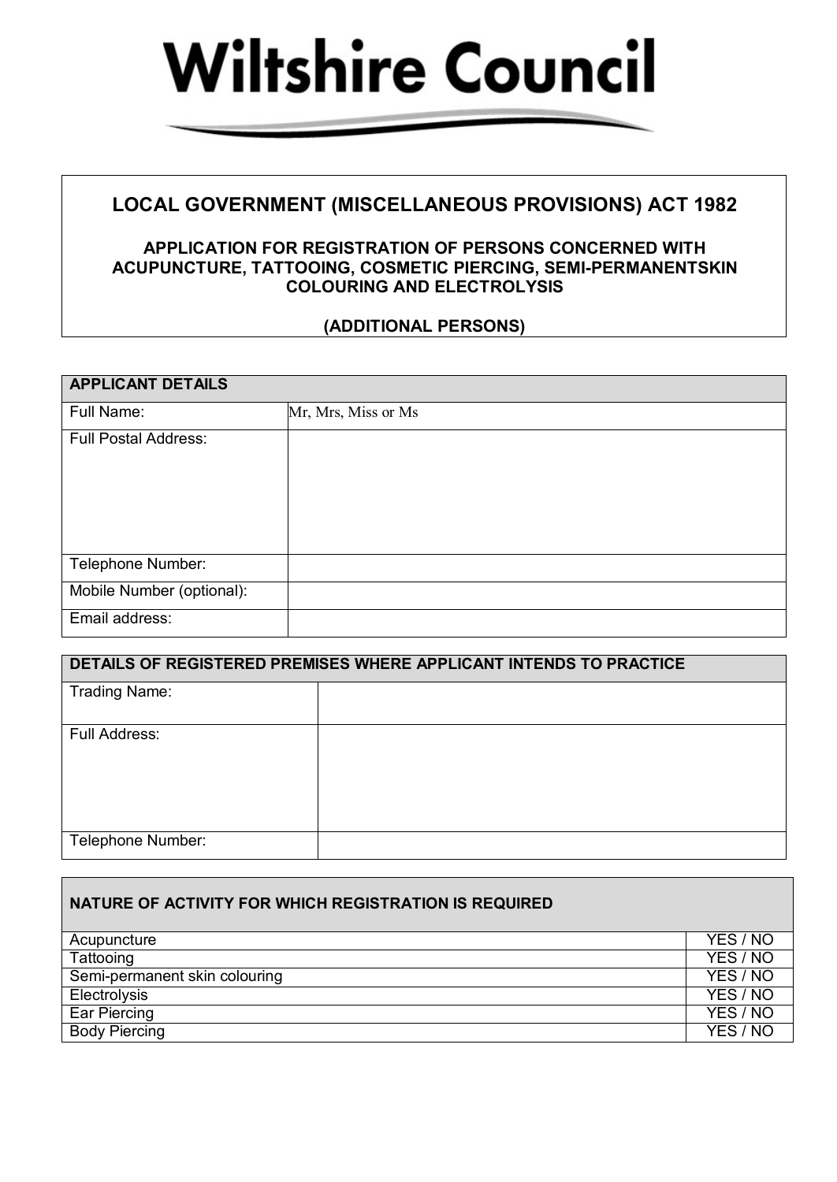# Wiltshire Council

## LOCAL GOVERNMENT (MISCELLANEOUS PROVISIONS) ACT 1982

### APPLICATION FOR REGISTRATION OF PERSONS CONCERNED WITH ACUPUNCTURE, TATTOOING, COSMETIC PIERCING, SEMI-PERMANENTSKIN COLOURING AND ELECTROLYSIS

### (ADDITIONAL PERSONS)

| APPLICANT DETAILS | |
|---|---|
| Full Name: | Mr, Mrs, Miss or Ms |
| Full Postal Address: | |
| Telephone Number: | |
| Mobile Number (optional): | |
| Email address: | |

| DETAILS OF REGISTERED PREMISES WHERE APPLICANT INTENDS TO PRACTICE | |
|---|---|
| Trading Name: | |
| Full Address: | |
| Telephone Number: | |

| NATURE OF ACTIVITY FOR WHICH REGISTRATION IS REQUIRED | |
|---|---|
| Acupuncture | YES / NO |
| Tattooing | YES / NO |
| Semi-permanent skin colouring | YES / NO |
| Electrolysis | YES / NO |
| Ear Piercing | YES / NO |
| Body Piercing | YES / NO |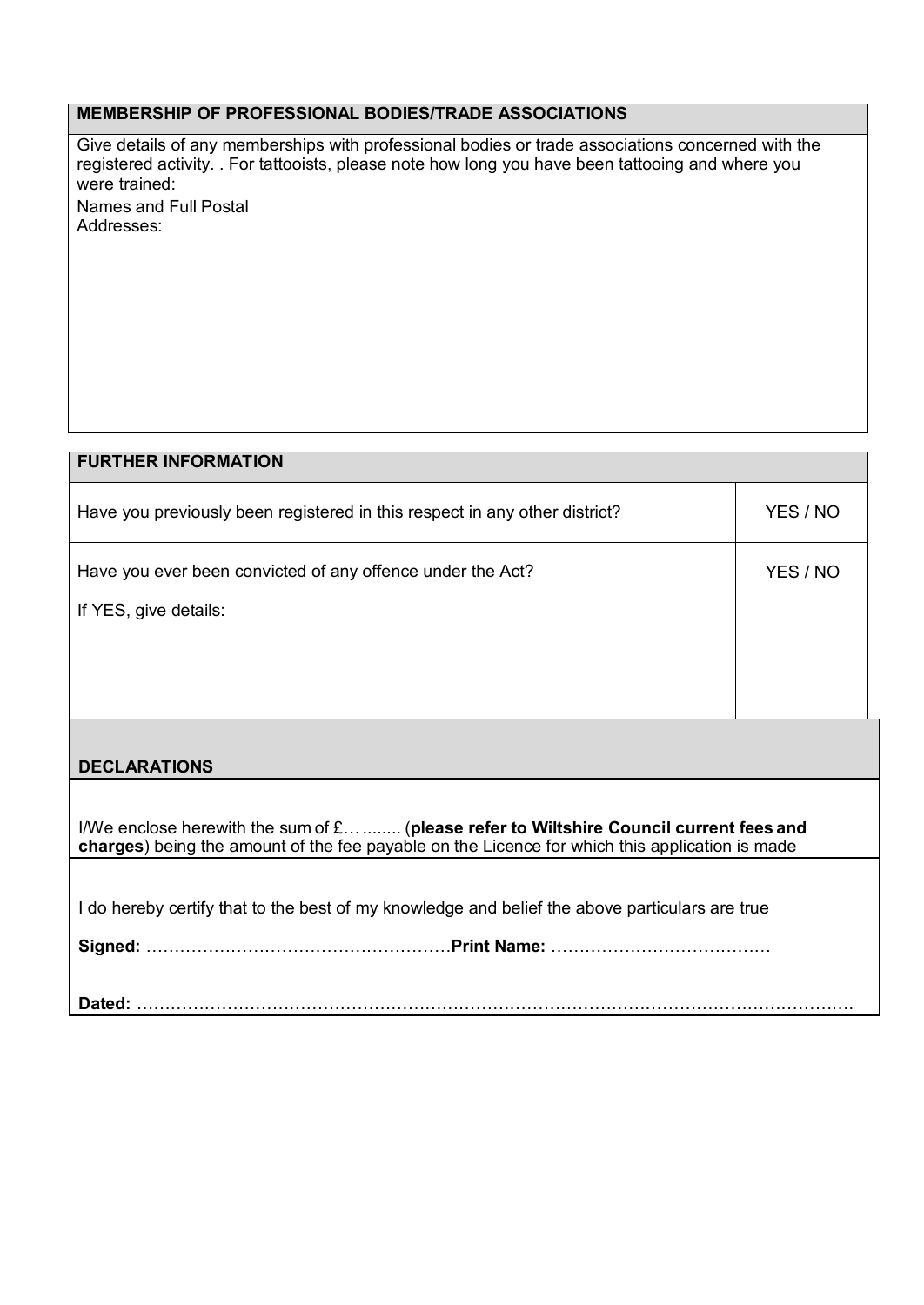## MEMBERSHIP OF PROFESSIONAL BODIES/TRADE ASSOCIATIONS

Give details of any memberships with professional bodies or trade associations concerned with the registered activity. . For tattooists, please note how long you have been tattooing and where you were trained:

| | |
|---|---|
| Names and Full Postal Addresses: | |

## FURTHER INFORMATION

| | |
|---|---|
| Have you previously been registered in this respect in any other district? | YES / NO |
| Have you ever been convicted of any offence under the Act?<br><br>If YES, give details: | YES / NO |

## DECLARATIONS

I/We enclose herewith the sum of £… ........ (**please refer to Wiltshire Council current fees and charges**) being the amount of the fee payable on the Licence for which this application is made

I do hereby certify that to the best of my knowledge and belief the above particulars are true

**Signed:** ………………………………………………**Print Name:** …………………………………

**Dated:** ……………………………………………………………………………………………………………